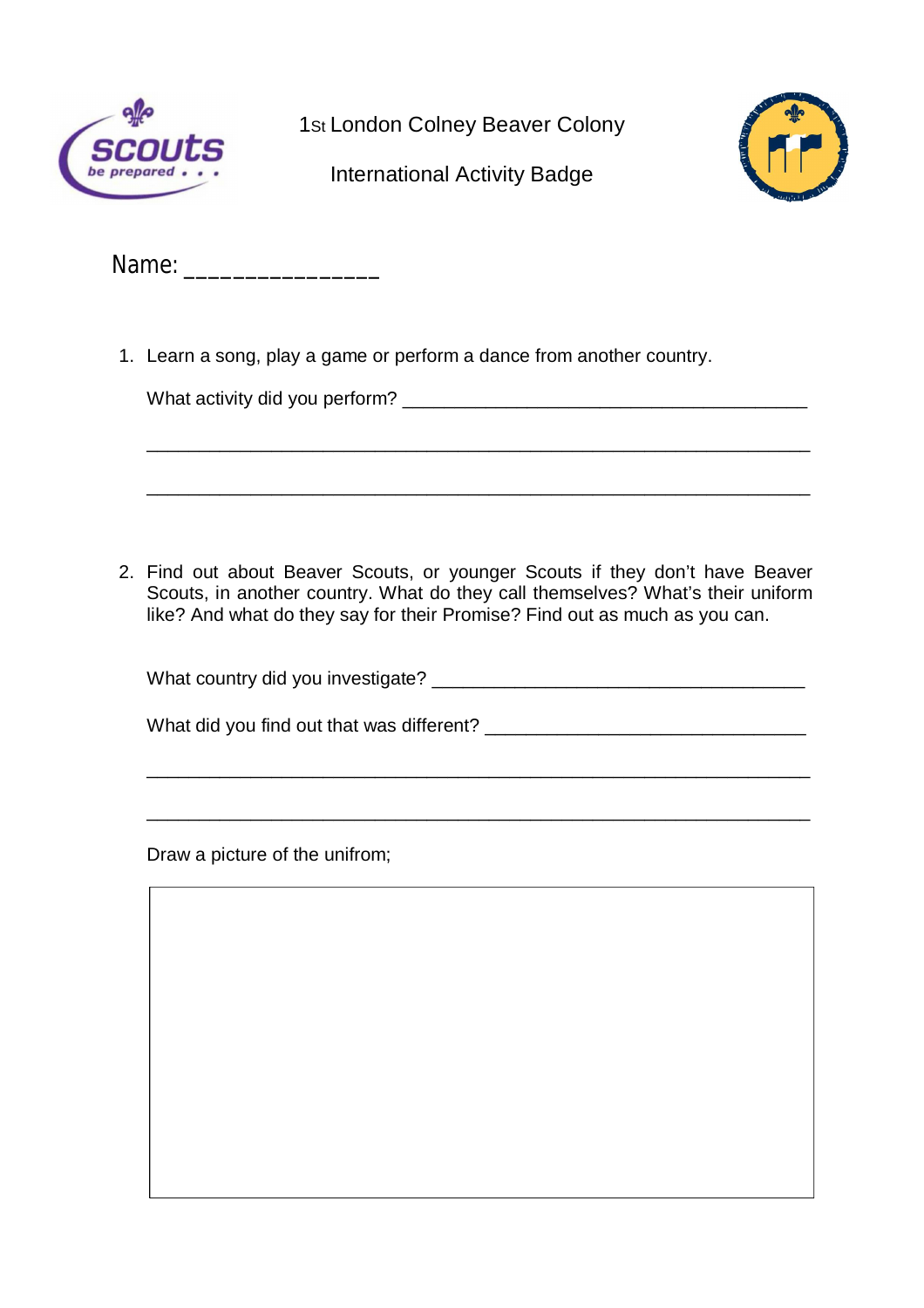1st London Colney Beaver Colony

International Activity Badge

Name: _______________

1. Learn a song, play a game or perform a dance from another country.

   What activity did you perform? ______________________________________

   ____________________________________________________________

   ____________________________________________________________

2. Find out about Beaver Scouts, or younger Scouts if they don't have Beaver Scouts, in another country. What do they call themselves? What's their uniform like? And what do they say for their Promise? Find out as much as you can.

   What country did you investigate? ___________________________________

   What did you find out that was different? _____________________________

   ____________________________________________________________

   ____________________________________________________________

   Draw a picture of the unifrom;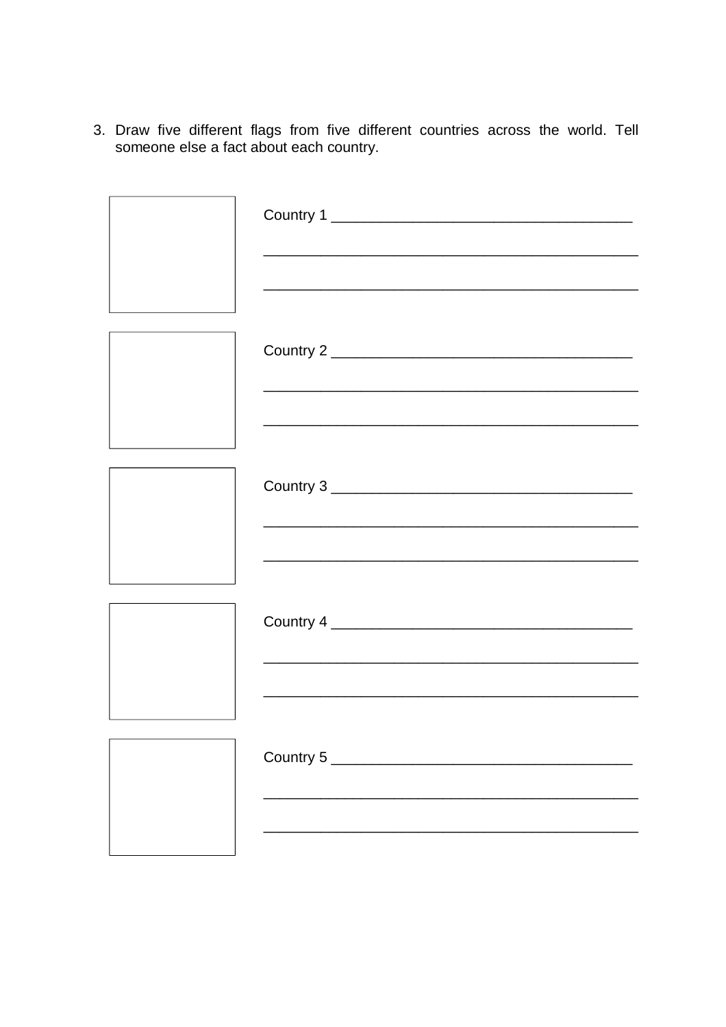3. Draw five different flags from five different countries across the world. Tell someone else a fact about each country.

Country 1 ____________________________________

______________________________________________

______________________________________________

Country 2 ____________________________________

______________________________________________

______________________________________________

Country 3 ____________________________________

______________________________________________

______________________________________________

Country 4 ____________________________________

______________________________________________

______________________________________________

Country 5 ____________________________________

______________________________________________

______________________________________________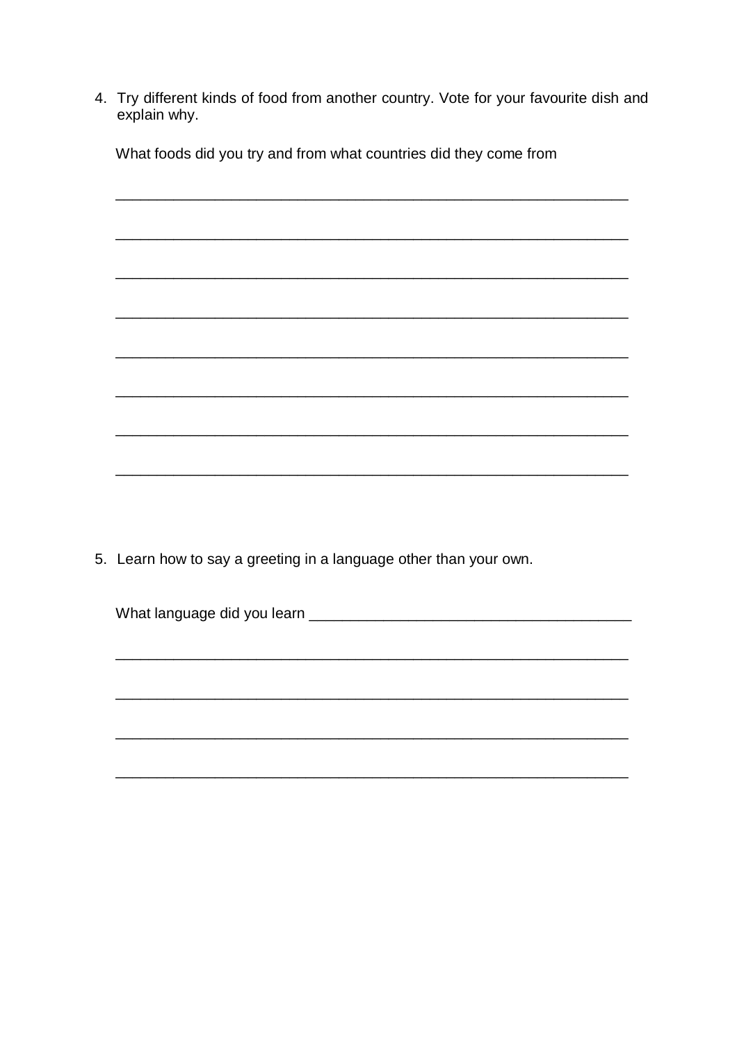4. Try different kinds of food from another country. Vote for your favourite dish and explain why.

   What foods did you try and from what countries did they come from

   ____________________________________________________________

   ____________________________________________________________

   ____________________________________________________________

   ____________________________________________________________

   ____________________________________________________________

   ____________________________________________________________

   ____________________________________________________________

   ____________________________________________________________

5. Learn how to say a greeting in a language other than your own.

   What language did you learn ______________________________________

   ____________________________________________________________

   ____________________________________________________________

   ____________________________________________________________

   ____________________________________________________________